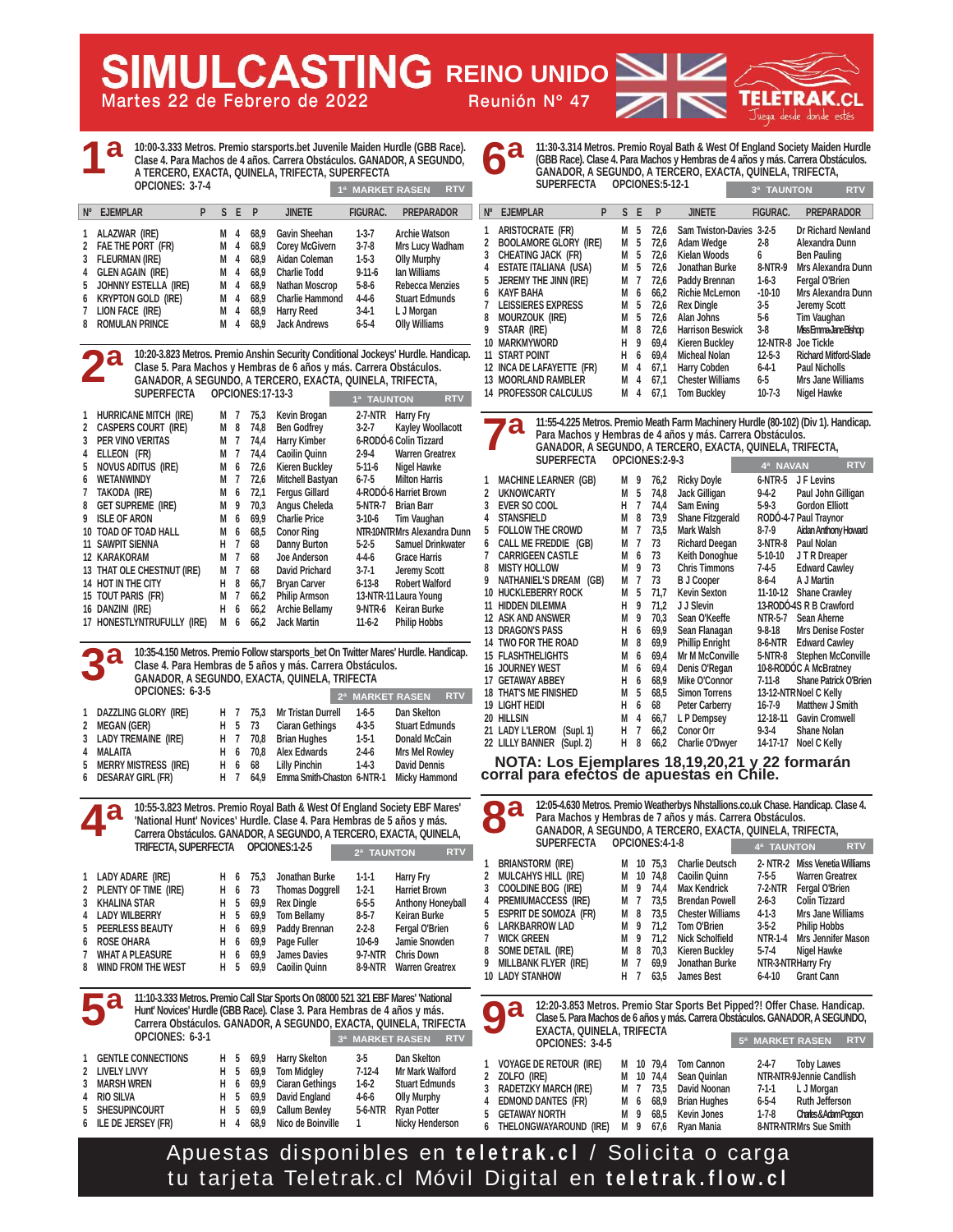# SIMULCASTING REINO UNIDO

Martes 22 de Febrero de 2022 — Reunión Nº 47

TELETRAK.CL — Juega desde donde estés

## 1ª

10:00-3.333 Metros. Premio starsports.bet Juvenile Maiden Hurdle (GBB Race). Clase 4. Para Machos de 4 años. Carrera Obstáculos. GANADOR, A SEGUNDO, A TERCERO, EXACTA, QUINELA, TRIFECTA, SUPERFECTA

OPCIONES: 3-7-4

1ª MARKET RASEN — RTV

| Nº | EJEMPLAR | P | S | E | P | JINETE | FIGURAC. | PREPARADOR |
|---|---|---|---|---|---|---|---|---|
| 1 | ALAZWAR (IRE) | | M | 4 | 68,9 | Gavin Sheehan | 1-3-7 | Archie Watson |
| 2 | FAE THE PORT (FR) | | M | 4 | 68,9 | Corey McGivern | 3-7-8 | Mrs Lucy Wadham |
| 3 | FLEURMAN (IRE) | | M | 4 | 68,9 | Aidan Coleman | 1-5-3 | Olly Murphy |
| 4 | GLEN AGAIN (IRE) | | M | 4 | 68,9 | Charlie Todd | 9-11-6 | Ian Williams |
| 5 | JOHNNY ESTELLA (IRE) | | M | 4 | 68,9 | Nathan Moscrop | 5-8-6 | Rebecca Menzies |
| 6 | KRYPTON GOLD (IRE) | | M | 4 | 68,9 | Charlie Hammond | 4-4-6 | Stuart Edmunds |
| 7 | LION FACE (IRE) | | M | 4 | 68,9 | Harry Reed | 3-4-1 | L J Morgan |
| 8 | ROMULAN PRINCE | | M | 4 | 68,9 | Jack Andrews | 6-5-4 | Olly Williams |

## 2ª

10:20-3.823 Metros. Premio Anshin Security Conditional Jockeys' Hurdle. Handicap. Clase 5. Para Machos y Hembras de 6 años y más. Carrera Obstáculos. GANADOR, A SEGUNDO, A TERCERO, EXACTA, QUINELA, TRIFECTA, SUPERFECTA

OPCIONES:17-13-3

1ª TAUNTON — RTV

| Nº | EJEMPLAR | S | E | P | JINETE | FIGURAC. | PREPARADOR |
|---|---|---|---|---|---|---|---|
| 1 | HURRICANE MITCH (IRE) | M | 7 | 75,3 | Kevin Brogan | 2-7-NTR | Harry Fry |
| 2 | CASPERS COURT (IRE) | M | 8 | 74,8 | Ben Godfrey | 3-2-7 | Kayley Woollacott |
| 3 | PER VINO VERITAS | M | 7 | 74,4 | Harry Kimber | 6-RODÓ-6 | Colin Tizzard |
| 4 | ELLEON (FR) | M | 7 | 74,4 | Caoilin Quinn | 2-9-4 | Warren Greatrex |
| 5 | NOVUS ADITUS (IRE) | M | 6 | 72,6 | Kieren Buckley | 5-11-6 | Nigel Hawke |
| 6 | WETANWINDY | M | 7 | 72,6 | Mitchell Bastyan | 6-7-5 | Milton Harris |
| 7 | TAKODA (IRE) | M | 6 | 72,1 | Fergus Gillard | 4-RODÓ-6 | Harriet Brown |
| 8 | GET SUPREME (IRE) | M | 9 | 70,3 | Angus Cheleda | 5-NTR-7 | Brian Barr |
| 9 | ISLE OF ARON | M | 6 | 69,9 | Charlie Price | 3-10-6 | Tim Vaughan |
| 10 | TOAD OF TOAD HALL | M | 6 | 68,5 | Conor Ring | NTR-10-NTR | Mrs Alexandra Dunn |
| 11 | SAWPIT SIENNA | H | 7 | 68 | Danny Burton | 5-2-5 | Samuel Drinkwater |
| 12 | KARAKORAM | M | 7 | 68 | Joe Anderson | 4-4-6 | Grace Harris |
| 13 | THAT OLE CHESTNUT (IRE) | M | 7 | 68 | David Prichard | 3-7-1 | Jeremy Scott |
| 14 | HOT IN THE CITY | H | 8 | 66,7 | Bryan Carver | 6-13-8 | Robert Walford |
| 15 | TOUT PARIS (FR) | M | 7 | 66,2 | Philip Armson | 13-NTR-11 | Laura Young |
| 16 | DANZINI (IRE) | H | 6 | 66,2 | Archie Bellamy | 9-NTR-6 | Keiran Burke |
| 17 | HONESTLYNTRUFULLY (IRE) | M | 6 | 66,2 | Jack Martin | 11-6-2 | Philip Hobbs |

## 3ª

10:35-4.150 Metros. Premio Follow starsports_bet On Twitter Mares' Hurdle. Handicap. Clase 4. Para Hembras de 5 años y más. Carrera Obstáculos. GANADOR, A SEGUNDO, EXACTA, QUINELA, TRIFECTA

OPCIONES: 6-3-5

2ª MARKET RASEN — RTV

| Nº | EJEMPLAR | S | E | P | JINETE | FIGURAC. | PREPARADOR |
|---|---|---|---|---|---|---|---|
| 1 | DAZZLING GLORY (IRE) | H | 7 | 75,3 | Mr Tristan Durrell | 1-6-5 | Dan Skelton |
| 2 | MEGAN (GER) | H | 5 | 73 | Ciaran Gethings | 4-3-5 | Stuart Edmunds |
| 3 | LADY TREMAINE (IRE) | H | 7 | 70,8 | Brian Hughes | 1-5-1 | Donald McCain |
| 4 | MALAITA | H | 6 | 70,8 | Alex Edwards | 2-4-6 | Mrs Mel Rowley |
| 5 | MERRY MISTRESS (IRE) | H | 6 | 68 | Lilly Pinchin | 1-4-3 | David Dennis |
| 6 | DESARAY GIRL (FR) | H | 7 | 64,9 | Emma Smith-Chaston | 6-NTR-1 | Micky Hammond |

## 4ª

10:55-3.823 Metros. Premio Royal Bath & West Of England Society EBF Mares' 'National Hunt' Novices' Hurdle. Clase 4. Para Hembras de 5 años y más. Carrera Obstáculos. GANADOR, A SEGUNDO, A TERCERO, EXACTA, QUINELA, TRIFECTA, SUPERFECTA

OPCIONES:1-2-5

2ª TAUNTON — RTV

| Nº | EJEMPLAR | S | E | P | JINETE | FIGURAC. | PREPARADOR |
|---|---|---|---|---|---|---|---|
| 1 | LADY ADARE (IRE) | H | 6 | 75,3 | Jonathan Burke | 1-1-1 | Harry Fry |
| 2 | PLENTY OF TIME (IRE) | H | 6 | 73 | Thomas Doggrell | 1-2-1 | Harriet Brown |
| 3 | KHALINA STAR | H | 5 | 69,9 | Rex Dingle | 6-5-5 | Anthony Honeyball |
| 4 | LADY WILBERRY | H | 5 | 69,9 | Tom Bellamy | 8-5-7 | Keiran Burke |
| 5 | PEERLESS BEAUTY | H | 6 | 69,9 | Paddy Brennan | 2-2-8 | Fergal O'Brien |
| 6 | ROSE OHARA | H | 6 | 69,9 | Page Fuller | 10-6-9 | Jamie Snowden |
| 7 | WHAT A PLEASURE | H | 6 | 69,9 | James Davies | 9-7-NTR | Chris Down |
| 8 | WIND FROM THE WEST | H | 5 | 69,9 | Caoilin Quinn | 8-9-NTR | Warren Greatrex |

## 5ª

11:10-3.333 Metros. Premio Call Star Sports On 08000 521 321 EBF Mares' 'National Hunt' Novices' Hurdle (GBB Race). Clase 3. Para Hembras de 4 años y más. Carrera Obstáculos. GANADOR, A SEGUNDO, EXACTA, QUINELA, TRIFECTA

OPCIONES: 6-3-1

3ª MARKET RASEN — RTV

| Nº | EJEMPLAR | S | E | P | JINETE | FIGURAC. | PREPARADOR |
|---|---|---|---|---|---|---|---|
| 1 | GENTLE CONNECTIONS | H | 5 | 69,9 | Harry Skelton | 3-5 | Dan Skelton |
| 2 | LIVELY LIVVY | H | 5 | 69,9 | Tom Midgley | 7-12-4 | Mr Mark Walford |
| 3 | MARSH WREN | H | 6 | 69,9 | Ciaran Gethings | 1-6-2 | Stuart Edmunds |
| 4 | RIO SILVA | H | 5 | 69,9 | David England | 4-6-6 | Olly Murphy |
| 5 | SHESUPINCOURT | H | 5 | 69,9 | Callum Bewley | 5-6-NTR | Ryan Potter |
| 6 | ILE DE JERSEY (FR) | H | 4 | 68,9 | Nico de Boinville | 1 | Nicky Henderson |

## 6ª

11:30-3.314 Metros. Premio Royal Bath & West Of England Society Maiden Hurdle (GBB Race). Clase 4. Para Machos y Hembras de 4 años y más. Carrera Obstáculos. GANADOR, A SEGUNDO, A TERCERO, EXACTA, QUINELA, TRIFECTA, SUPERFECTA

OPCIONES:5-12-1

3ª TAUNTON — RTV

| Nº | EJEMPLAR | P | S | E | P | JINETE | FIGURAC. | PREPARADOR |
|---|---|---|---|---|---|---|---|---|
| 1 | ARISTOCRATE (FR) | | M | 5 | 72,6 | Sam Twiston-Davies | 3-2-5 | Dr Richard Newland |
| 2 | BOOLAMORE GLORY (IRE) | | M | 5 | 72,6 | Adam Wedge | 2-8 | Alexandra Dunn |
| 3 | CHEATING JACK (FR) | | M | 5 | 72,6 | Kielan Woods | 6 | Ben Pauling |
| 4 | ESTATE ITALIANA (USA) | | M | 5 | 72,6 | Jonathan Burke | 8-NTR-9 | Mrs Alexandra Dunn |
| 5 | JEREMY THE JINN (IRE) | | M | 7 | 72,6 | Paddy Brennan | 1-6-3 | Fergal O'Brien |
| 6 | KAYF BAHA | | M | 6 | 66,2 | Richie McLernon | -10-10 | Mrs Alexandra Dunn |
| 7 | LEISSIERES EXPRESS | | M | 5 | 72,6 | Rex Dingle | 3-5 | Jeremy Scott |
| 8 | MOURZOUK (IRE) | | M | 5 | 72,6 | Alan Johns | 5-6 | Tim Vaughan |
| 9 | STAAR (IRE) | | M | 8 | 72,6 | Harrison Beswick | 3-8 | Miss Emma-Jane Bishop |
| 10 | MARKMYWORD | | H | 9 | 69,4 | Kieren Buckley | 12-NTR-8 | Joe Tickle |
| 11 | START POINT | | H | 6 | 69,4 | Micheal Nolan | 12-5-3 | Richard Mitford-Slade |
| 12 | INCA DE LAFAYETTE (FR) | | M | 4 | 67,1 | Harry Cobden | 6-4-1 | Paul Nicholls |
| 13 | MOORLAND RAMBLER | | M | 4 | 67,1 | Chester Williams | 6-5 | Mrs Jane Williams |
| 14 | PROFESSOR CALCULUS | | M | 4 | 67,1 | Tom Buckley | 10-7-3 | Nigel Hawke |

## 7ª

11:55-4.225 Metros. Premio Meath Farm Machinery Hurdle (80-102) (Div 1). Handicap. Para Machos y Hembras de 4 años y más. Carrera Obstáculos. GANADOR, A SEGUNDO, A TERCERO, EXACTA, QUINELA, TRIFECTA, SUPERFECTA

OPCIONES:2-9-3

4ª NAVAN — RTV

| Nº | EJEMPLAR | S | E | P | JINETE | FIGURAC. | PREPARADOR |
|---|---|---|---|---|---|---|---|
| 1 | MACHINE LEARNER (GB) | M | 9 | 76,2 | Ricky Doyle | 6-NTR-5 | J F Levins |
| 2 | UKNOWCARTY | M | 5 | 74,8 | Jack Gilligan | 9-4-2 | Paul John Gilligan |
| 3 | EVER SO COOL | H | 7 | 74,4 | Sam Ewing | 5-9-3 | Gordon Elliott |
| 4 | STANSFIELD | M | 8 | 73,9 | Shane Fitzgerald | RODÓ-4-7 | Paul Traynor |
| 5 | FOLLOW THE CROWD | M | 7 | 73,5 | Mark Walsh | 8-7-9 | Aidan Anthony Howard |
| 6 | CALL ME FREDDIE (GB) | M | 7 | 73 | Richard Deegan | 3-NTR-8 | Paul Nolan |
| 7 | CARRIGEEN CASTLE | M | 6 | 73 | Keith Donoghue | 5-10-10 | J T R Dreaper |
| 8 | MISTY HOLLOW | M | 9 | 73 | Chris Timmons | 7-4-5 | Edward Cawley |
| 9 | NATHANIEL'S DREAM (GB) | M | 7 | 73 | B J Cooper | 8-6-4 | A J Martin |
| 10 | HUCKLEBERRY ROCK | M | 5 | 71,7 | Kevin Sexton | 11-10-12 | Shane Crawley |
| 11 | HIDDEN DILEMMA | H | 9 | 71,2 | J J Slevin | 13-RODÓ-4 | S R B Crawford |
| 12 | ASK AND ANSWER | M | 9 | 70,3 | Sean O'Keeffe | NTR-5-7 | Sean Aherne |
| 13 | DRAGON'S PASS | H | 6 | 69,9 | Sean Flanagan | 9-8-18 | Mrs Denise Foster |
| 14 | TWO FOR THE ROAD | M | 8 | 69,9 | Phillip Enright | 8-6-NTR | Edward Cawley |
| 15 | FLASHTHELIGHTS | M | 6 | 69,4 | Mr M McConville | 5-NTR-8 | Stephen McConville |
| 16 | JOURNEY WEST | M | 6 | 69,4 | Denis O'Regan | 10-8-RODÓ | C A McBratney |
| 17 | GETAWAY ABBEY | H | 6 | 68,9 | Mike O'Connor | 7-11-8 | Shane Patrick O'Brien |
| 18 | THAT'S ME FINISHED | M | 5 | 68,5 | Simon Torrens | 13-12-NTR | Noel C Kelly |
| 19 | LIGHT HEIDI | H | 6 | 68 | Peter Carberry | 16-7-9 | Matthew J Smith |
| 20 | HILLSIN | M | 4 | 66,7 | L P Dempsey | 12-18-11 | Gavin Cromwell |
| 21 | LADY L'EROM (Supl. 1) | H | 7 | 66,2 | Conor Orr | 9-3-4 | Shane Nolan |
| 22 | LILLY BANNER (Supl. 2) | H | 8 | 66,2 | Charlie O'Dwyer | 14-17-17 | Noel C Kelly |

**NOTA: Los Ejemplares 18,19,20,21 y 22 formarán corral para efectos de apuestas en Chile.**

## 8ª

12:05-4.630 Metros. Premio Weatherbys Nhstallions.co.uk Chase. Handicap. Clase 4. Para Machos y Hembras de 7 años y más. Carrera Obstáculos. GANADOR, A SEGUNDO, A TERCERO, EXACTA, QUINELA, TRIFECTA, SUPERFECTA

OPCIONES:4-1-8

4ª TAUNTON — RTV

| Nº | EJEMPLAR | S | E | P | JINETE | FIGURAC. | PREPARADOR |
|---|---|---|---|---|---|---|---|
| 1 | BRIANSTORM (IRE) | M | 10 | 75,3 | Charlie Deutsch | 2- NTR-2 | Miss Venetia Williams |
| 2 | MULCAHYS HILL (IRE) | M | 10 | 74,8 | Caoilin Quinn | 7-5-5 | Warren Greatrex |
| 3 | COOLDINE BOG (IRE) | M | 9 | 74,4 | Max Kendrick | 7-2-NTR | Fergal O'Brien |
| 4 | PREMIUMACCESS (IRE) | M | 7 | 73,5 | Brendan Powell | 2-6-3 | Colin Tizzard |
| 5 | ESPRIT DE SOMOZA (FR) | M | 8 | 73,5 | Chester Williams | 4-1-3 | Mrs Jane Williams |
| 6 | LARKBARROW LAD | M | 9 | 71,2 | Tom O'Brien | 3-5-2 | Philip Hobbs |
| 7 | WICK GREEN | M | 9 | 71,2 | Nick Scholfield | NTR-1-4 | Mrs Jennifer Mason |
| 8 | SOME DETAIL (IRE) | M | 8 | 70,3 | Kieren Buckley | 5-7-4 | Nigel Hawke |
| 9 | MILLBANK FLYER (IRE) | M | 7 | 69,9 | Jonathan Burke | NTR-3-NTR | Harry Fry |
| 10 | LADY STANHOW | H | 7 | 63,5 | James Best | 6-4-10 | Grant Cann |

## 9ª

12:20-3.853 Metros. Premio Star Sports Bet Pipped?! Offer Chase. Handicap. Clase 5. Para Machos de 6 años y más. Carrera Obstáculos. GANADOR, A SEGUNDO, EXACTA, QUINELA, TRIFECTA

OPCIONES: 3-4-5

5ª MARKET RASEN — RTV

| Nº | EJEMPLAR | S | E | P | JINETE | FIGURAC. | PREPARADOR |
|---|---|---|---|---|---|---|---|
| 1 | VOYAGE DE RETOUR (IRE) | M | 10 | 79,4 | Tom Cannon | 2-4-7 | Toby Lawes |
| 2 | ZOLFO (IRE) | M | 10 | 74,4 | Sean Quinlan | NTR-NTR-9 | Jennie Candlish |
| 3 | RADETZKY MARCH (IRE) | M | 7 | 73,5 | David Noonan | 7-1-1 | L J Morgan |
| 4 | EDMOND DANTES (FR) | M | 6 | 68,9 | Brian Hughes | 6-5-4 | Ruth Jefferson |
| 5 | GETAWAY NORTH | M | 9 | 68,5 | Kevin Jones | 1-7-8 | Charles & Adam Pogson |
| 6 | THELONGWAYAROUND (IRE) | M | 9 | 67,6 | Ryan Mania | 8-NTR-NTR | Mrs Sue Smith |

Apuestas disponibles en **teletrak.cl** / Solicita o carga tu tarjeta Teletrak.cl Móvil Digital en **teletrak.flow.cl**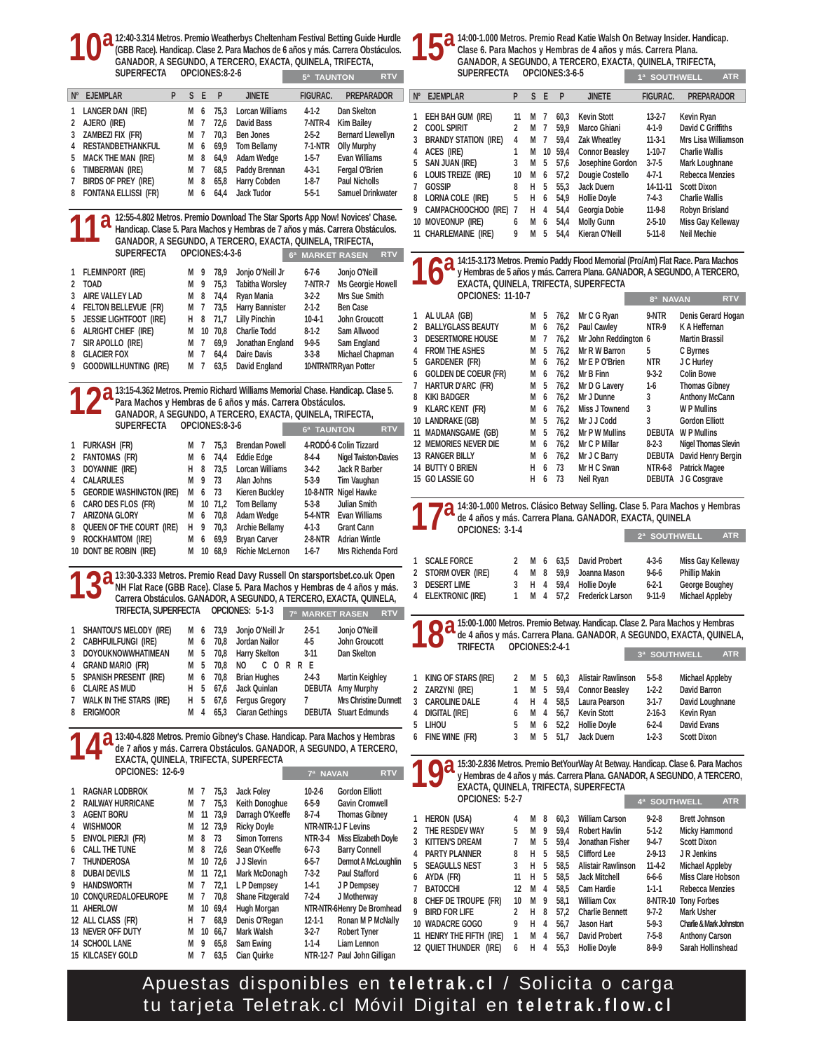## 10ª 12:40-3.314 Metros. Premio Weatherbys Cheltenham Festival Betting Guide Hurdle (GBB Race). Handicap. Clase 2. Para Machos de 6 años y más. Carrera Obstáculos. GANADOR, A SEGUNDO, A TERCERO, EXACTA, QUINELA, TRIFECTA, SUPERFECTA

OPCIONES:8-2-6 — 5ª TAUNTON — RTV

| Nº | EJEMPLAR | P | S | E | P | JINETE | FIGURAC. | PREPARADOR |
|---|---|---|---|---|---|---|---|---|
| 1 | LANGER DAN (IRE) | | M | 6 | 75,3 | Lorcan Williams | 4-1-2 | Dan Skelton |
| 2 | AJERO (IRE) | | M | 7 | 72,6 | David Bass | 7-NTR-4 | Kim Bailey |
| 3 | ZAMBEZI FIX (FR) | | M | 7 | 70,3 | Ben Jones | 2-5-2 | Bernard Llewellyn |
| 4 | RESTANDBETHANKFUL | | M | 6 | 69,9 | Tom Bellamy | 7-1-NTR | Olly Murphy |
| 5 | MACK THE MAN (IRE) | | M | 8 | 64,9 | Adam Wedge | 1-5-7 | Evan Williams |
| 6 | TIMBERMAN (IRE) | | M | 7 | 68,5 | Paddy Brennan | 4-3-1 | Fergal O'Brien |
| 7 | BIRDS OF PREY (IRE) | | M | 8 | 65,8 | Harry Cobden | 1-8-7 | Paul Nicholls |
| 8 | FONTANA ELLISSI (FR) | | M | 6 | 64,4 | Jack Tudor | 5-5-1 | Samuel Drinkwater |

## 11ª 12:55-4.802 Metros. Premio Download The Star Sports App Now! Novices' Chase. Handicap. Clase 5. Para Machos y Hembras de 7 años y más. Carrera Obstáculos. GANADOR, A SEGUNDO, A TERCERO, EXACTA, QUINELA, TRIFECTA, SUPERFECTA

OPCIONES:4-3-6 — 6ª MARKET RASEN — RTV

| Nº | EJEMPLAR | S | E | P | JINETE | FIGURAC. | PREPARADOR |
|---|---|---|---|---|---|---|---|
| 1 | FLEMINPORT (IRE) | M | 9 | 78,9 | Jonjo O'Neill Jr | 7-6-6 | Jonjo O'Neill |
| 2 | TOAD | M | 9 | 75,3 | Tabitha Worsley | 7-NTR-7 | Ms Georgie Howell |
| 3 | AIRE VALLEY LAD | M | 8 | 74,4 | Ryan Mania | 3-2-2 | Mrs Sue Smith |
| 4 | FELTON BELLEVUE (FR) | M | 7 | 73,5 | Harry Bannister | 2-1-2 | Ben Case |
| 5 | JESSIE LIGHTFOOT (IRE) | H | 8 | 71,7 | Lilly Pinchin | 10-4-1 | John Groucott |
| 6 | ALRIGHT CHIEF (IRE) | M | 10 | 70,8 | Charlie Todd | 8-1-2 | Sam Allwood |
| 7 | SIR APOLLO (IRE) | M | 7 | 69,9 | Jonathan England | 9-9-5 | Sam England |
| 8 | GLACIER FOX | M | 7 | 64,4 | Daire Davis | 3-3-8 | Michael Chapman |
| 9 | GOODWILLHUNTING (IRE) | M | 7 | 63,5 | David England | 10-NTR-NTR | Ryan Potter |

## 12ª 13:15-4.362 Metros. Premio Richard Williams Memorial Chase. Handicap. Clase 5. Para Machos y Hembras de 6 años y más. Carrera Obstáculos. GANADOR, A SEGUNDO, A TERCERO, EXACTA, QUINELA, TRIFECTA, SUPERFECTA

OPCIONES:8-3-6 — 6ª TAUNTON — RTV

| Nº | EJEMPLAR | S | E | P | JINETE | FIGURAC. | PREPARADOR |
|---|---|---|---|---|---|---|---|
| 1 | FURKASH (FR) | M | 7 | 75,3 | Brendan Powell | 4-RODÓ-6 | Colin Tizzard |
| 2 | FANTOMAS (FR) | M | 6 | 74,4 | Eddie Edge | 8-4-4 | Nigel Twiston-Davies |
| 3 | DOYANNIE (IRE) | H | 8 | 73,5 | Lorcan Williams | 3-4-2 | Jack R Barber |
| 4 | CALARULES | M | 9 | 73 | Alan Johns | 5-3-9 | Tim Vaughan |
| 5 | GEORGE WASHINGTON (IRE) | M | 6 | 72,6 | Kieren Buckley | 10-8-NTR | Nigel Hawke |
| 6 | CARO DES FLOS (FR) | M | 10 | 71,2 | Tom Bellamy | 5-3-8 | Julian Smith |
| 7 | ARIZONA GLORY | M | 6 | 70,8 | Adam Wedge | 5-4-NTR | Evan Williams |
| 8 | QUEEN OF THE COURT (IRE) | H | 9 | 70,3 | Archie Bellamy | 4-1-3 | Grant Cann |
| 9 | ROCKHAMTOM (IRE) | M | 6 | 69,9 | Bryan Carver | 2-8-NTR | Adrian Wintle |
| 10 | DONT BE ROBIN (IRE) | M | 10 | 68,9 | Richie McLernon | 1-6-7 | Mrs Richenda Ford |

## 13ª 13:30-3.333 Metros. Premio Read Davy Russell On starsportsbet.co.uk Open NH Flat Race (GBB Race). Clase 5. Para Machos y Hembras de 4 años y más. Carrera Obstáculos. GANADOR, A SEGUNDO, A TERCERO, EXACTA, QUINELA, TRIFECTA, SUPERFECTA

OPCIONES: 5-1-3 — 7ª MARKET RASEN — RTV

| Nº | EJEMPLAR | S | E | P | JINETE | FIGURAC. | PREPARADOR |
|---|---|---|---|---|---|---|---|
| 1 | SHANTOU'S MELODY (IRE) | M | 6 | 73,9 | Jonjo O'Neill Jr | 2-5-1 | Jonjo O'Neill |
| 2 | CABHFUILFUNGI (IRE) | M | 6 | 70,8 | Jordan Nailor | 4-5 | John Groucott |
| 3 | DOYOUKNOWWHATIMEAN | M | 5 | 70,8 | Harry Skelton | 3-11 | Dan Skelton |
| 4 | GRAND MARIO (FR) | M | 5 | 70,8 | NO C O R R E | | |
| 5 | SPANISH PRESENT (IRE) | M | 6 | 70,8 | Brian Hughes | 2-4-3 | Martin Keighley |
| 6 | CLAIRE AS MUD | H | 5 | 67,6 | Sean Quinlan | DEBUTA | Amy Murphy |
| 7 | WALK IN THE STARS (IRE) | H | 5 | 67,6 | Fergus Gregory | 7 | Mrs Christine Dunnett |
| 8 | ERIGMOOR | M | 4 | 65,3 | Ciaran Gethings | DEBUTA | Stuart Edmunds |

## 14ª 13:40-4.828 Metros. Premio Gibney's Chase. Handicap. Para Machos y Hembras de 7 años y más. Carrera Obstáculos. GANADOR, A SEGUNDO, A TERCERO, EXACTA, QUINELA, TRIFECTA, SUPERFECTA

OPCIONES: 12-6-9 — 7ª NAVAN — RTV

| Nº | EJEMPLAR | S | E | P | JINETE | FIGURAC. | PREPARADOR |
|---|---|---|---|---|---|---|---|
| 1 | RAGNAR LODBROK | M | 7 | 75,3 | Jack Foley | 10-2-6 | Gordon Elliott |
| 2 | RAILWAY HURRICANE | M | 7 | 75,3 | Keith Donoghue | 6-5-9 | Gavin Cromwell |
| 3 | AGENT BORU | M | 11 | 73,9 | Darragh O'Keeffe | 8-7-4 | Thomas Gibney |
| 4 | WISHMOOR | M | 12 | 73,9 | Ricky Doyle | NTR-NTR-1 | J F Levins |
| 5 | ENVOL PIERJI (FR) | M | 8 | 73 | Simon Torrens | NTR-3-4 | Miss Elizabeth Doyle |
| 6 | CALL THE TUNE | M | 8 | 72,6 | Sean O'Keeffe | 6-7-3 | Barry Connell |
| 7 | THUNDEROSA | M | 10 | 72,6 | J J Slevin | 6-5-7 | Dermot A McLoughlin |
| 8 | DUBAI DEVILS | M | 11 | 72,1 | Mark McDonagh | 7-3-2 | Paul Stafford |
| 9 | HANDSWORTH | M | 7 | 72,1 | Philip Byrnes | 1-4-1 | J P Dempsey |
| 10 | CONQUREDALOFEUROPE | M | 7 | 70,8 | Shane Fitzgerald | 7-2-4 | J Motherway |
| 11 | AHERLOW | M | 10 | 69,4 | Hugh Morgan | NTR-NTR-6 | Henry De Bromhead |
| 12 | ALL CLASS (FR) | H | 7 | 68,9 | Denis O'Regan | 12-1-1 | Ronan M P McNally |
| 13 | NEVER OFF DUTY | M | 10 | 66,7 | Mark Walsh | 3-2-7 | Robert Tyner |
| 14 | SCHOOL LANE | M | 9 | 65,8 | Sam Ewing | 1-1-4 | Liam Lennon |
| 15 | KILCASEY GOLD | M | 7 | 63,5 | Cian Quirke | NTR-12-7 | Paul John Gilligan |

## 15ª 14:00-1.000 Metros. Premio Read Katie Walsh On Betway Insider. Handicap. Clase 6. Para Machos y Hembras de 4 años y más. Carrera Plana. GANADOR, A SEGUNDO, A TERCERO, EXACTA, QUINELA, TRIFECTA, SUPERFECTA

OPCIONES:3-6-5 — 1ª SOUTHWELL — ATR

| Nº | EJEMPLAR | P | S | E | P | JINETE | FIGURAC. | PREPARADOR |
|---|---|---|---|---|---|---|---|---|
| 1 | EEH BAH GUM (IRE) | 11 | M | 7 | 60,3 | Kevin Stott | 13-2-7 | Kevin Ryan |
| 2 | COOL SPIRIT | 2 | M | 7 | 59,9 | Marco Ghiani | 4-1-9 | David C Griffiths |
| 3 | BRANDY STATION (IRE) | 4 | M | 7 | 59,4 | Zak Wheatley | 11-3-1 | Mrs Lisa Williamson |
| 4 | ACES (IRE) | 1 | M | 10 | 59,4 | Connor Beasley | 1-10-7 | Charlie Wallis |
| 5 | SAN JUAN (IRE) | 3 | M | 5 | 57,6 | Josephine Gordon | 3-7-5 | Mark Loughnane |
| 6 | LOUIS TREIZE (IRE) | 10 | M | 6 | 57,2 | Dougie Costello | 4-7-1 | Rebecca Menzies |
| 7 | GOSSIP | 8 | H | 5 | 55,3 | Jack Duern | 14-11-11 | Scott Dixon |
| 8 | LORNA COLE (IRE) | 5 | H | 6 | 54,9 | Hollie Doyle | 7-4-3 | Charlie Wallis |
| 9 | CAMPACHOOCHOO (IRE) | 7 | H | 4 | 54,4 | Georgia Dobie | 11-9-8 | Robyn Brisland |
| 10 | MOVEONUP (IRE) | 6 | M | 6 | 54,4 | Molly Gunn | 2-5-10 | Miss Gay Kelleway |
| 11 | CHARLEMAINE (IRE) | 9 | M | 5 | 54,4 | Kieran O'Neill | 5-11-8 | Neil Mechie |

## 16ª 14:15-3.173 Metros. Premio Paddy Flood Memorial (Pro/Am) Flat Race. Para Machos y Hembras de 5 años y más. Carrera Plana. GANADOR, A SEGUNDO, A TERCERO, EXACTA, QUINELA, TRIFECTA, SUPERFECTA

OPCIONES: 11-10-7 — 8ª NAVAN — RTV

| Nº | EJEMPLAR | S | E | P | JINETE | FIGURAC. | PREPARADOR |
|---|---|---|---|---|---|---|---|
| 1 | AL ULAA (GB) | M | 5 | 76,2 | Mr C G Ryan | 9-NTR | Denis Gerard Hogan |
| 2 | BALLYGLASS BEAUTY | M | 6 | 76,2 | Paul Cawley | NTR-9 | K A Heffernan |
| 3 | DESERTMORE HOUSE | M | 7 | 76,2 | Mr John Reddington | 6 | Martin Brassil |
| 4 | FROM THE ASHES | M | 5 | 76,2 | Mr R W Barron | 5 | C Byrnes |
| 5 | GARDENER (FR) | M | 6 | 76,2 | Mr E P O'Brien | NTR | J C Hurley |
| 6 | GOLDEN DE COEUR (FR) | M | 6 | 76,2 | Mr B Finn | 9-3-2 | Colin Bowe |
| 7 | HARTUR D'ARC (FR) | M | 5 | 76,2 | Mr D G Lavery | 1-6 | Thomas Gibney |
| 8 | KIKI BADGER | M | 6 | 76,2 | Mr J Dunne | 3 | Anthony McCann |
| 9 | KLARC KENT (FR) | M | 6 | 76,2 | Miss J Townend | 3 | W P Mullins |
| 10 | LANDRAKE (GB) | M | 5 | 76,2 | Mr J J Codd | 3 | Gordon Elliott |
| 11 | MADMANSGAME (GB) | M | 5 | 76,2 | Mr P W Mullins | DEBUTA | W P Mullins |
| 12 | MEMORIES NEVER DIE | M | 6 | 76,2 | Mr C P Millar | 8-2-3 | Nigel Thomas Slevin |
| 13 | RANGER BILLY | M | 6 | 76,2 | Mr J C Barry | DEBUTA | David Henry Bergin |
| 14 | BUTTY O BRIEN | H | 6 | 73 | Mr H C Swan | NTR-6-8 | Patrick Magee |
| 15 | GO LASSIE GO | H | 6 | 73 | Neil Ryan | DEBUTA | J G Cosgrave |

## 17ª 14:30-1.000 Metros. Clásico Betway Selling. Clase 5. Para Machos y Hembras de 4 años y más. Carrera Plana. GANADOR, EXACTA, QUINELA

OPCIONES: 3-1-4 — 2ª SOUTHWELL — ATR

| Nº | EJEMPLAR | P | S | E | P | JINETE | FIGURAC. | PREPARADOR |
|---|---|---|---|---|---|---|---|---|
| 1 | SCALE FORCE | 2 | M | 6 | 63,5 | David Probert | 4-3-6 | Miss Gay Kelleway |
| 2 | STORM OVER (IRE) | 4 | M | 8 | 59,9 | Joanna Mason | 9-6-6 | Phillip Makin |
| 3 | DESERT LIME | 3 | H | 4 | 59,4 | Hollie Doyle | 6-2-1 | George Boughey |
| 4 | ELEKTRONIC (IRE) | 1 | M | 4 | 57,2 | Frederick Larson | 9-11-9 | Michael Appleby |

## 18ª 15:00-1.000 Metros. Premio Betway. Handicap. Clase 2. Para Machos y Hembras de 4 años y más. Carrera Plana. GANADOR, A SEGUNDO, EXACTA, QUINELA, TRIFECTA

OPCIONES:2-4-1 — 3ª SOUTHWELL — ATR

| Nº | EJEMPLAR | P | S | E | P | JINETE | FIGURAC. | PREPARADOR |
|---|---|---|---|---|---|---|---|---|
| 1 | KING OF STARS (IRE) | 2 | M | 5 | 60,3 | Alistair Rawlinson | 5-5-8 | Michael Appleby |
| 2 | ZARZYNI (IRE) | 1 | M | 5 | 59,4 | Connor Beasley | 1-2-2 | David Barron |
| 3 | CAROLINE DALE | 4 | H | 4 | 58,5 | Laura Pearson | 3-1-7 | David Loughnane |
| 4 | DIGITAL (IRE) | 6 | M | 4 | 56,7 | Kevin Stott | 2-16-3 | Kevin Ryan |
| 5 | LIHOU | 5 | M | 6 | 52,2 | Hollie Doyle | 6-2-4 | David Evans |
| 6 | FINE WINE (FR) | 3 | M | 5 | 51,7 | Jack Duern | 1-2-3 | Scott Dixon |

## 19ª 15:30-2.836 Metros. Premio BetYourWay At Betway. Handicap. Clase 6. Para Machos y Hembras de 4 años y más. Carrera Plana. GANADOR, A SEGUNDO, A TERCERO, EXACTA, QUINELA, TRIFECTA, SUPERFECTA

OPCIONES: 5-2-7 — 4ª SOUTHWELL — ATR

| Nº | EJEMPLAR | P | S | E | P | JINETE | FIGURAC. | PREPARADOR |
|---|---|---|---|---|---|---|---|---|
| 1 | HERON (USA) | 4 | M | 8 | 60,3 | William Carson | 9-2-8 | Brett Johnson |
| 2 | THE RESDEV WAY | 5 | M | 9 | 59,4 | Robert Havlin | 5-1-2 | Micky Hammond |
| 3 | KITTEN'S DREAM | 7 | M | 5 | 59,4 | Jonathan Fisher | 9-4-7 | Scott Dixon |
| 4 | PARTY PLANNER | 8 | H | 5 | 58,5 | Clifford Lee | 2-9-13 | J R Jenkins |
| 5 | SEAGULLS NEST | 3 | H | 5 | 58,5 | Alistair Rawlinson | 11-4-2 | Michael Appleby |
| 6 | AYDA (FR) | 11 | H | 5 | 58,5 | Jack Mitchell | 6-6-6 | Miss Clare Hobson |
| 7 | BATOCCHI | 12 | M | 4 | 58,5 | Cam Hardie | 1-1-1 | Rebecca Menzies |
| 8 | CHEF DE TROUPE (FR) | 10 | M | 9 | 58,1 | William Cox | 8-NTR-10 | Tony Forbes |
| 9 | BIRD FOR LIFE | 2 | H | 8 | 57,2 | Charlie Bennett | 9-7-2 | Mark Usher |
| 10 | WADACRE GOGO | 9 | H | 4 | 56,7 | Jason Hart | 5-9-3 | Charlie & Mark Johnston |
| 11 | HENRY THE FIFTH (IRE) | 1 | M | 4 | 56,7 | David Probert | 7-5-8 | Anthony Carson |
| 12 | QUIET THUNDER (IRE) | 6 | H | 4 | 55,3 | Hollie Doyle | 8-9-9 | Sarah Hollinshead |

Apuestas disponibles en **teletrak.cl** / Solicita o carga tu tarjeta Teletrak.cl Móvil Digital en **teletrak.flow.cl**